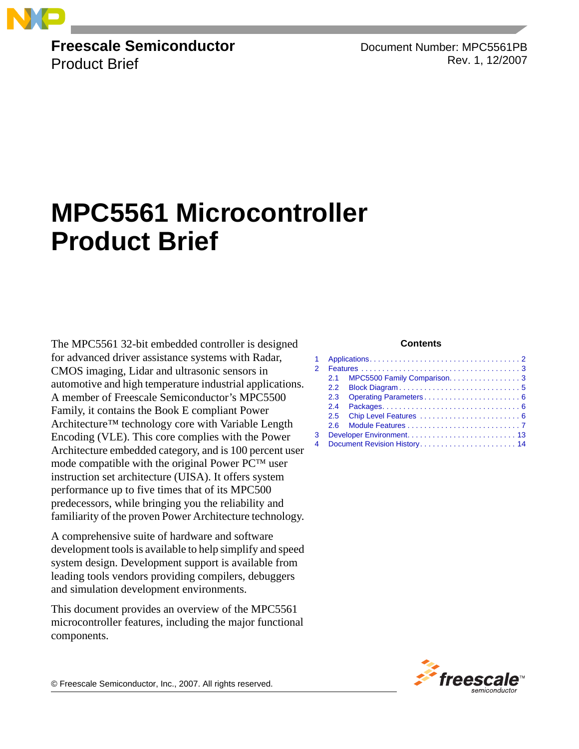**Freescale Semiconductor**
Product Brief

Document Number: MPC5561PB
Rev. 1, 12/2007

# MPC5561 Microcontroller Product Brief

The MPC5561 32-bit embedded controller is designed for advanced driver assistance systems with Radar, CMOS imaging, Lidar and ultrasonic sensors in automotive and high temperature industrial applications. A member of Freescale Semiconductor's MPC5500 Family, it contains the Book E compliant Power Architecture™ technology core with Variable Length Encoding (VLE). This core complies with the Power Architecture embedded category, and is 100 percent user mode compatible with the original Power PC™ user instruction set architecture (UISA). It offers system performance up to five times that of its MPC500 predecessors, while bringing you the reliability and familiarity of the proven Power Architecture technology.

A comprehensive suite of hardware and software development tools is available to help simplify and speed system design. Development support is available from leading tools vendors providing compilers, debuggers and simulation development environments.

This document provides an overview of the MPC5561 microcontroller features, including the major functional components.

**Contents**

1 Applications . . . . . 2
2 Features . . . . . 3
 2.1 MPC5500 Family Comparison. . . . . 3
 2.2 Block Diagram . . . . . 5
 2.3 Operating Parameters . . . . . 6
 2.4 Packages. . . . . 6
 2.5 Chip Level Features . . . . . 6
 2.6 Module Features . . . . . 7
3 Developer Environment. . . . . 13
4 Document Revision History. . . . . 14

© Freescale Semiconductor, Inc., 2007. All rights reserved.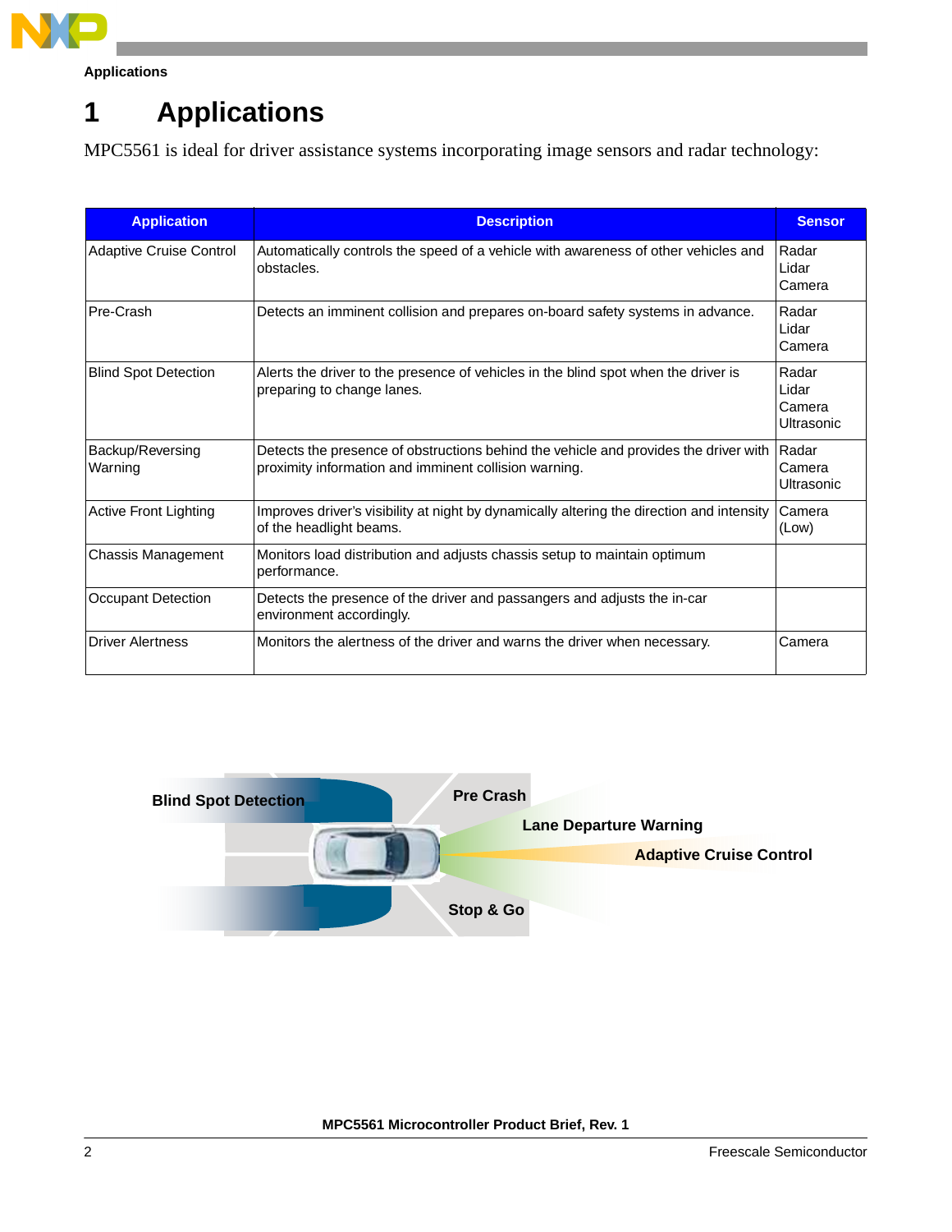# 1 Applications

MPC5561 is ideal for driver assistance systems incorporating image sensors and radar technology:

| Application | Description | Sensor |
|---|---|---|
| Adaptive Cruise Control | Automatically controls the speed of a vehicle with awareness of other vehicles and obstacles. | Radar<br>Lidar<br>Camera |
| Pre-Crash | Detects an imminent collision and prepares on-board safety systems in advance. | Radar<br>Lidar<br>Camera |
| Blind Spot Detection | Alerts the driver to the presence of vehicles in the blind spot when the driver is preparing to change lanes. | Radar<br>Lidar<br>Camera<br>Ultrasonic |
| Backup/Reversing Warning | Detects the presence of obstructions behind the vehicle and provides the driver with proximity information and imminent collision warning. | Radar<br>Camera<br>Ultrasonic |
| Active Front Lighting | Improves driver's visibility at night by dynamically altering the direction and intensity of the headlight beams. | Camera (Low) |
| Chassis Management | Monitors load distribution and adjusts chassis setup to maintain optimum performance. | |
| Occupant Detection | Detects the presence of the driver and passangers and adjusts the in-car environment accordingly. | |
| Driver Alertness | Monitors the alertness of the driver and warns the driver when necessary. | Camera |

Blind Spot Detection

Pre Crash

Lane Departure Warning

Adaptive Cruise Control

Stop & Go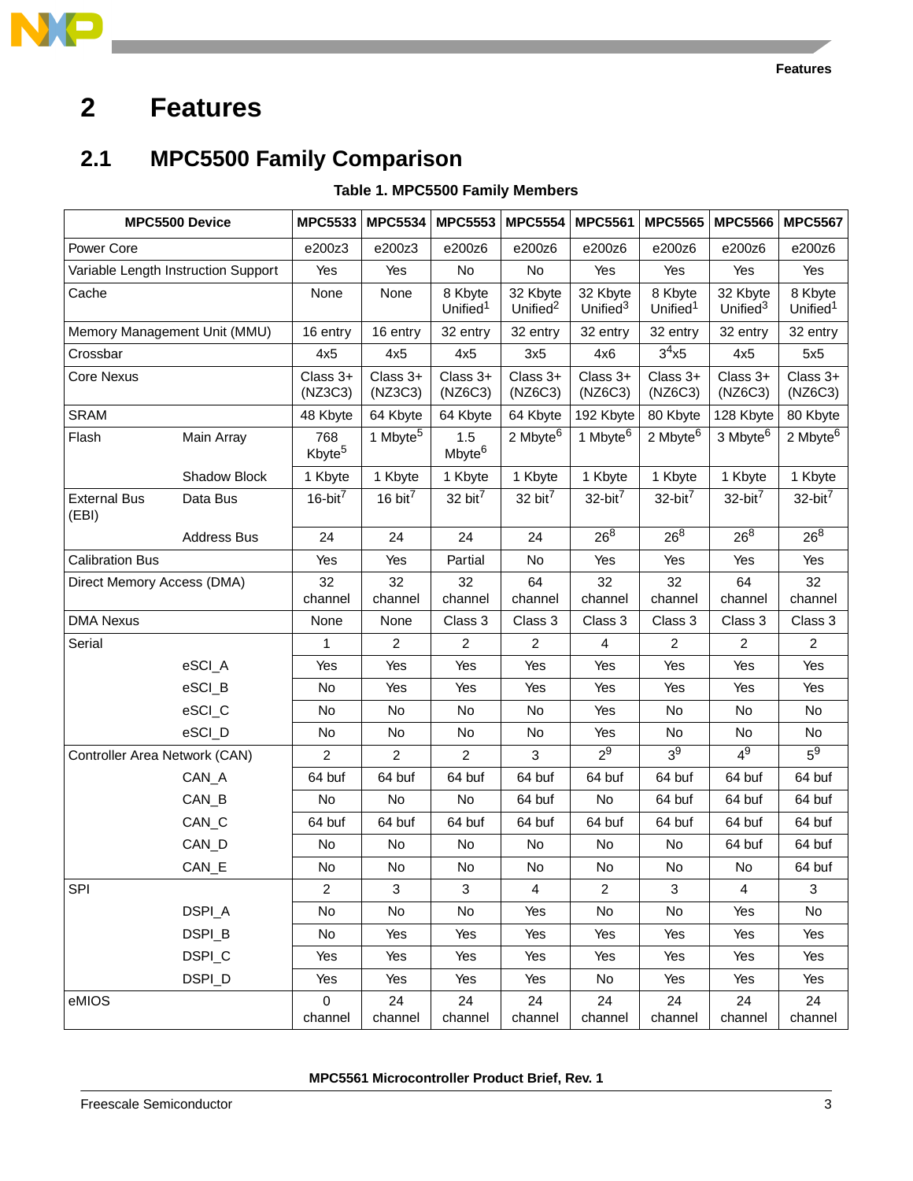# 2 Features

## 2.1 MPC5500 Family Comparison

**Table 1. MPC5500 Family Members**

| MPC5500 Device | | MPC5533 | MPC5534 | MPC5553 | MPC5554 | MPC5561 | MPC5565 | MPC5566 | MPC5567 |
|---|---|---|---|---|---|---|---|---|---|
| Power Core | | e200z3 | e200z3 | e200z6 | e200z6 | e200z6 | e200z6 | e200z6 | e200z6 |
| Variable Length Instruction Support | | Yes | Yes | No | No | Yes | Yes | Yes | Yes |
| Cache | | None | None | 8 Kbyte Unified[1] | 32 Kbyte Unified[2] | 32 Kbyte Unified[3] | 8 Kbyte Unified[1] | 32 Kbyte Unified[3] | 8 Kbyte Unified[1] |
| Memory Management Unit (MMU) | | 16 entry | 16 entry | 32 entry | 32 entry | 32 entry | 32 entry | 32 entry | 32 entry |
| Crossbar | | 4x5 | 4x5 | 4x5 | 3x5 | 4x6 | 3[4]x5 | 4x5 | 5x5 |
| Core Nexus | | Class 3+ (NZ3C3) | Class 3+ (NZ3C3) | Class 3+ (NZ6C3) | Class 3+ (NZ6C3) | Class 3+ (NZ6C3) | Class 3+ (NZ6C3) | Class 3+ (NZ6C3) | Class 3+ (NZ6C3) |
| SRAM | | 48 Kbyte | 64 Kbyte | 64 Kbyte | 64 Kbyte | 192 Kbyte | 80 Kbyte | 128 Kbyte | 80 Kbyte |
| Flash | Main Array | 768 Kbyte[5] | 1 Mbyte[5] | 1.5 Mbyte[6] | 2 Mbyte[6] | 1 Mbyte[6] | 2 Mbyte[6] | 3 Mbyte[6] | 2 Mbyte[6] |
| | Shadow Block | 1 Kbyte | 1 Kbyte | 1 Kbyte | 1 Kbyte | 1 Kbyte | 1 Kbyte | 1 Kbyte | 1 Kbyte |
| External Bus (EBI) | Data Bus | 16-bit[7] | 16 bit[7] | 32 bit[7] | 32 bit[7] | 32-bit[7] | 32-bit[7] | 32-bit[7] | 32-bit[7] |
| | Address Bus | 24 | 24 | 24 | 24 | 26[8] | 26[8] | 26[8] | 26[8] |
| Calibration Bus | | Yes | Yes | Partial | No | Yes | Yes | Yes | Yes |
| Direct Memory Access (DMA) | | 32 channel | 32 channel | 32 channel | 64 channel | 32 channel | 32 channel | 64 channel | 32 channel |
| DMA Nexus | | None | None | Class 3 | Class 3 | Class 3 | Class 3 | Class 3 | Class 3 |
| Serial | | 1 | 2 | 2 | 2 | 4 | 2 | 2 | 2 |
| | eSCI_A | Yes | Yes | Yes | Yes | Yes | Yes | Yes | Yes |
| | eSCI_B | No | Yes | Yes | Yes | Yes | Yes | Yes | Yes |
| | eSCI_C | No | No | No | No | Yes | No | No | No |
| | eSCI_D | No | No | No | No | Yes | No | No | No |
| Controller Area Network (CAN) | | 2 | 2 | 2 | 3 | 2[9] | 3[9] | 4[9] | 5[9] |
| | CAN_A | 64 buf | 64 buf | 64 buf | 64 buf | 64 buf | 64 buf | 64 buf | 64 buf |
| | CAN_B | No | No | No | 64 buf | No | 64 buf | 64 buf | 64 buf |
| | CAN_C | 64 buf | 64 buf | 64 buf | 64 buf | 64 buf | 64 buf | 64 buf | 64 buf |
| | CAN_D | No | No | No | No | No | No | 64 buf | 64 buf |
| | CAN_E | No | No | No | No | No | No | No | 64 buf |
| SPI | | 2 | 3 | 3 | 4 | 2 | 3 | 4 | 3 |
| | DSPI_A | No | No | No | Yes | No | No | Yes | No |
| | DSPI_B | No | Yes | Yes | Yes | Yes | Yes | Yes | Yes |
| | DSPI_C | Yes | Yes | Yes | Yes | Yes | Yes | Yes | Yes |
| | DSPI_D | Yes | Yes | Yes | Yes | No | Yes | Yes | Yes |
| eMIOS | | 0 channel | 24 channel | 24 channel | 24 channel | 24 channel | 24 channel | 24 channel | 24 channel |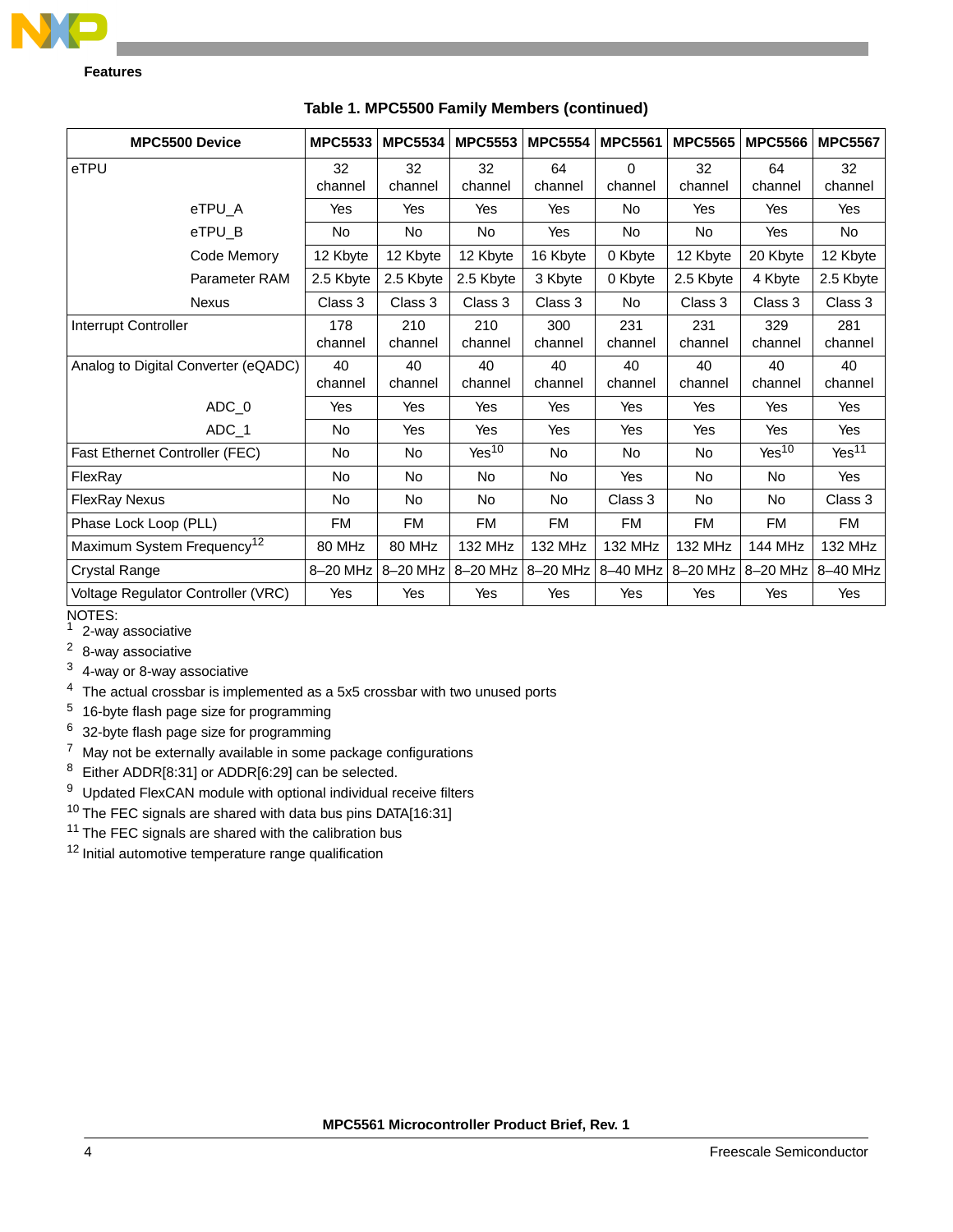**Features**

**Table 1. MPC5500 Family Members (continued)**

| MPC5500 Device | MPC5533 | MPC5534 | MPC5553 | MPC5554 | MPC5561 | MPC5565 | MPC5566 | MPC5567 |
|---|---|---|---|---|---|---|---|---|
| eTPU | 32 channel | 32 channel | 32 channel | 64 channel | 0 channel | 32 channel | 64 channel | 32 channel |
| eTPU_A | Yes | Yes | Yes | Yes | No | Yes | Yes | Yes |
| eTPU_B | No | No | No | Yes | No | No | Yes | No |
| Code Memory | 12 Kbyte | 12 Kbyte | 12 Kbyte | 16 Kbyte | 0 Kbyte | 12 Kbyte | 20 Kbyte | 12 Kbyte |
| Parameter RAM | 2.5 Kbyte | 2.5 Kbyte | 2.5 Kbyte | 3 Kbyte | 0 Kbyte | 2.5 Kbyte | 4 Kbyte | 2.5 Kbyte |
| Nexus | Class 3 | Class 3 | Class 3 | Class 3 | No | Class 3 | Class 3 | Class 3 |
| Interrupt Controller | 178 channel | 210 channel | 210 channel | 300 channel | 231 channel | 231 channel | 329 channel | 281 channel |
| Analog to Digital Converter (eQADC) | 40 channel | 40 channel | 40 channel | 40 channel | 40 channel | 40 channel | 40 channel | 40 channel |
| ADC_0 | Yes | Yes | Yes | Yes | Yes | Yes | Yes | Yes |
| ADC_1 | No | Yes | Yes | Yes | Yes | Yes | Yes | Yes |
| Fast Ethernet Controller (FEC) | No | No | Yes[10] | No | No | No | Yes[10] | Yes[11] |
| FlexRay | No | No | No | No | Yes | No | No | Yes |
| FlexRay Nexus | No | No | No | No | Class 3 | No | No | Class 3 |
| Phase Lock Loop (PLL) | FM | FM | FM | FM | FM | FM | FM | FM |
| Maximum System Frequency[12] | 80 MHz | 80 MHz | 132 MHz | 132 MHz | 132 MHz | 132 MHz | 144 MHz | 132 MHz |
| Crystal Range | 8–20 MHz | 8–20 MHz | 8–20 MHz | 8–20 MHz | 8–40 MHz | 8–20 MHz | 8–20 MHz | 8–40 MHz |
| Voltage Regulator Controller (VRC) | Yes | Yes | Yes | Yes | Yes | Yes | Yes | Yes |

NOTES:

1. 2-way associative
2. 8-way associative
3. 4-way or 8-way associative
4. The actual crossbar is implemented as a 5x5 crossbar with two unused ports
5. 16-byte flash page size for programming
6. 32-byte flash page size for programming
7. May not be externally available in some package configurations
8. Either ADDR[8:31] or ADDR[6:29] can be selected.
9. Updated FlexCAN module with optional individual receive filters
10. The FEC signals are shared with data bus pins DATA[16:31]
11. The FEC signals are shared with the calibration bus
12. Initial automotive temperature range qualification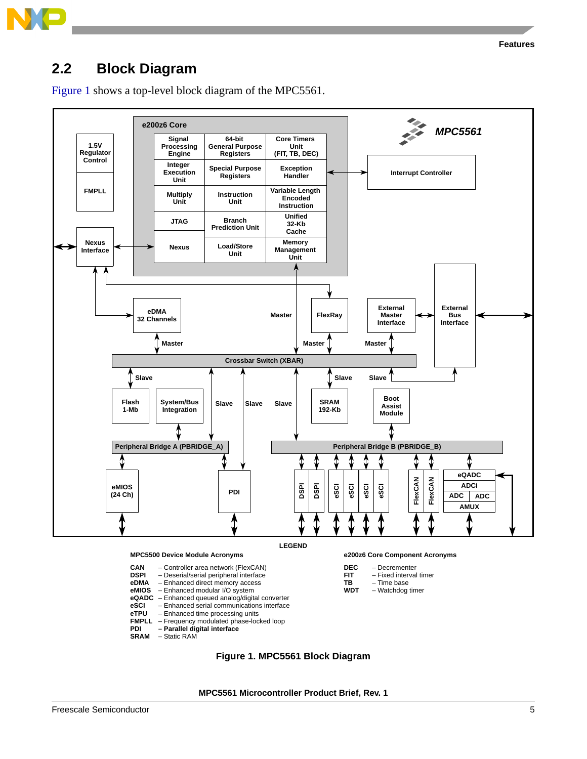## 2.2 Block Diagram

Figure 1 shows a top-level block diagram of the MPC5561.

LEGEND

**MPC5500 Device Module Acronyms**

| | |
|---|---|
| **CAN** | – Controller area network (FlexCAN) |
| **DSPI** | – Deserial/serial peripheral interface |
| **eDMA** | – Enhanced direct memory access |
| **eMIOS** | – Enhanced modular I/O system |
| **eQADC** | – Enhanced queued analog/digital converter |
| **eSCI** | – Enhanced serial communications interface |
| **eTPU** | – Enhanced time processing units |
| **FMPLL** | – Frequency modulated phase-locked loop |
| **PDI** | **– Parallel digital interface** |
| **SRAM** | – Static RAM |

**e200z6 Core Component Acronyms**

| | |
|---|---|
| **DEC** | – Decrementer |
| **FIT** | – Fixed interval timer |
| **TB** | – Time base |
| **WDT** | – Watchdog timer |

**Figure 1. MPC5561 Block Diagram**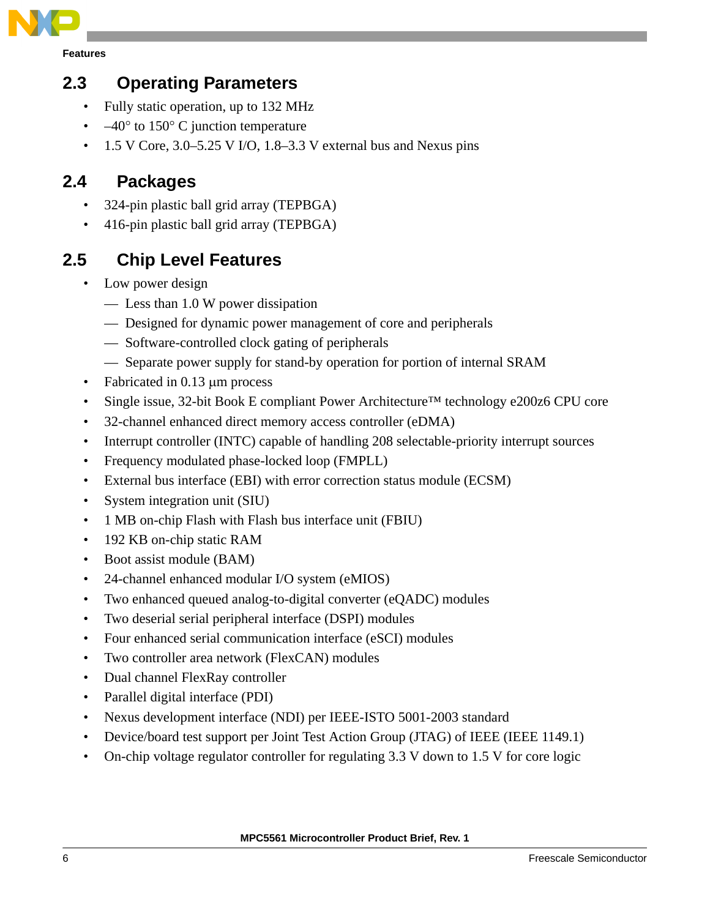## 2.3 Operating Parameters

- Fully static operation, up to 132 MHz
- –40° to 150° C junction temperature
- 1.5 V Core, 3.0–5.25 V I/O, 1.8–3.3 V external bus and Nexus pins

## 2.4 Packages

- 324-pin plastic ball grid array (TEPBGA)
- 416-pin plastic ball grid array (TEPBGA)

## 2.5 Chip Level Features

- Low power design
  - Less than 1.0 W power dissipation
  - Designed for dynamic power management of core and peripherals
  - Software-controlled clock gating of peripherals
  - Separate power supply for stand-by operation for portion of internal SRAM
- Fabricated in 0.13 μm process
- Single issue, 32-bit Book E compliant Power Architecture™ technology e200z6 CPU core
- 32-channel enhanced direct memory access controller (eDMA)
- Interrupt controller (INTC) capable of handling 208 selectable-priority interrupt sources
- Frequency modulated phase-locked loop (FMPLL)
- External bus interface (EBI) with error correction status module (ECSM)
- System integration unit (SIU)
- 1 MB on-chip Flash with Flash bus interface unit (FBIU)
- 192 KB on-chip static RAM
- Boot assist module (BAM)
- 24-channel enhanced modular I/O system (eMIOS)
- Two enhanced queued analog-to-digital converter (eQADC) modules
- Two deserial serial peripheral interface (DSPI) modules
- Four enhanced serial communication interface (eSCI) modules
- Two controller area network (FlexCAN) modules
- Dual channel FlexRay controller
- Parallel digital interface (PDI)
- Nexus development interface (NDI) per IEEE-ISTO 5001-2003 standard
- Device/board test support per Joint Test Action Group (JTAG) of IEEE (IEEE 1149.1)
- On-chip voltage regulator controller for regulating 3.3 V down to 1.5 V for core logic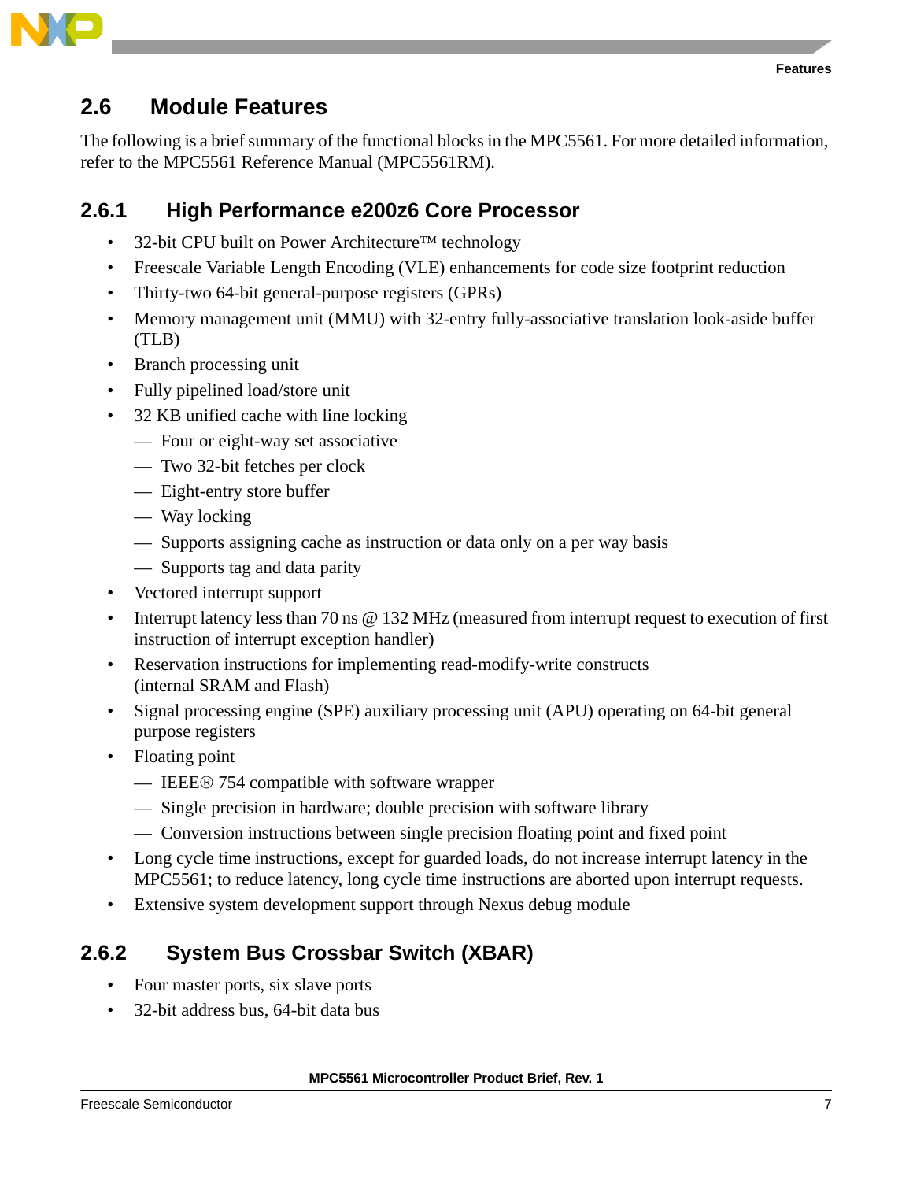## 2.6 Module Features

The following is a brief summary of the functional blocks in the MPC5561. For more detailed information, refer to the MPC5561 Reference Manual (MPC5561RM).

### 2.6.1 High Performance e200z6 Core Processor

- 32-bit CPU built on Power Architecture™ technology
- Freescale Variable Length Encoding (VLE) enhancements for code size footprint reduction
- Thirty-two 64-bit general-purpose registers (GPRs)
- Memory management unit (MMU) with 32-entry fully-associative translation look-aside buffer (TLB)
- Branch processing unit
- Fully pipelined load/store unit
- 32 KB unified cache with line locking
  - Four or eight-way set associative
  - Two 32-bit fetches per clock
  - Eight-entry store buffer
  - Way locking
  - Supports assigning cache as instruction or data only on a per way basis
  - Supports tag and data parity
- Vectored interrupt support
- Interrupt latency less than 70 ns @ 132 MHz (measured from interrupt request to execution of first instruction of interrupt exception handler)
- Reservation instructions for implementing read-modify-write constructs (internal SRAM and Flash)
- Signal processing engine (SPE) auxiliary processing unit (APU) operating on 64-bit general purpose registers
- Floating point
  - IEEE® 754 compatible with software wrapper
  - Single precision in hardware; double precision with software library
  - Conversion instructions between single precision floating point and fixed point
- Long cycle time instructions, except for guarded loads, do not increase interrupt latency in the MPC5561; to reduce latency, long cycle time instructions are aborted upon interrupt requests.
- Extensive system development support through Nexus debug module

### 2.6.2 System Bus Crossbar Switch (XBAR)

- Four master ports, six slave ports
- 32-bit address bus, 64-bit data bus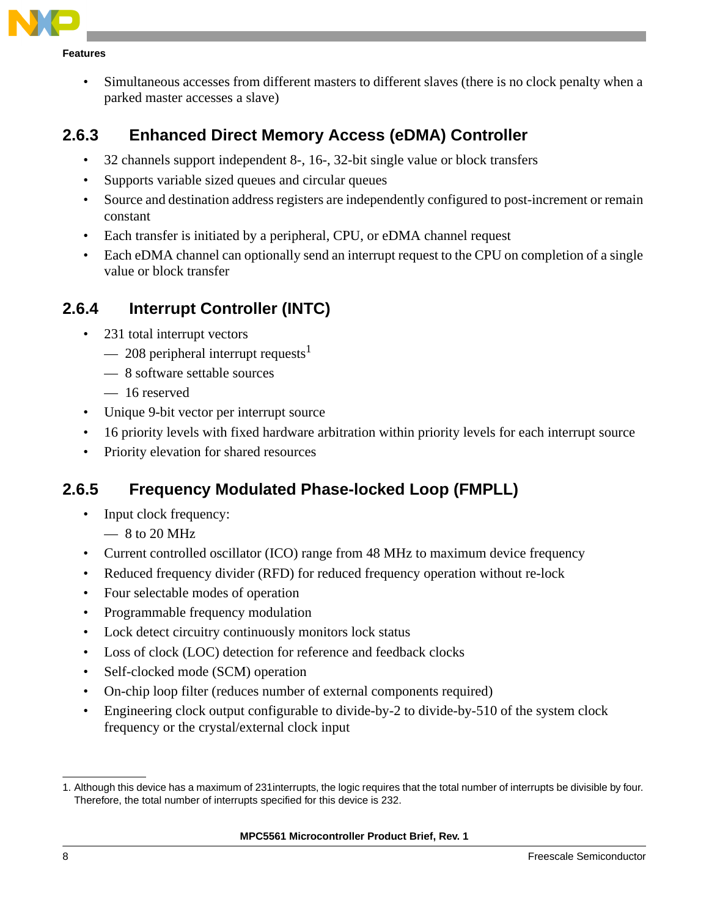- Simultaneous accesses from different masters to different slaves (there is no clock penalty when a parked master accesses a slave)

### 2.6.3 Enhanced Direct Memory Access (eDMA) Controller

- 32 channels support independent 8-, 16-, 32-bit single value or block transfers
- Supports variable sized queues and circular queues
- Source and destination address registers are independently configured to post-increment or remain constant
- Each transfer is initiated by a peripheral, CPU, or eDMA channel request
- Each eDMA channel can optionally send an interrupt request to the CPU on completion of a single value or block transfer

### 2.6.4 Interrupt Controller (INTC)

- 231 total interrupt vectors
  - — 208 peripheral interrupt requests[1]
  - — 8 software settable sources
  - — 16 reserved
- Unique 9-bit vector per interrupt source
- 16 priority levels with fixed hardware arbitration within priority levels for each interrupt source
- Priority elevation for shared resources

### 2.6.5 Frequency Modulated Phase-locked Loop (FMPLL)

- Input clock frequency:
  - — 8 to 20 MHz
- Current controlled oscillator (ICO) range from 48 MHz to maximum device frequency
- Reduced frequency divider (RFD) for reduced frequency operation without re-lock
- Four selectable modes of operation
- Programmable frequency modulation
- Lock detect circuitry continuously monitors lock status
- Loss of clock (LOC) detection for reference and feedback clocks
- Self-clocked mode (SCM) operation
- On-chip loop filter (reduces number of external components required)
- Engineering clock output configurable to divide-by-2 to divide-by-510 of the system clock frequency or the crystal/external clock input

---

1. Although this device has a maximum of 231interrupts, the logic requires that the total number of interrupts be divisible by four. Therefore, the total number of interrupts specified for this device is 232.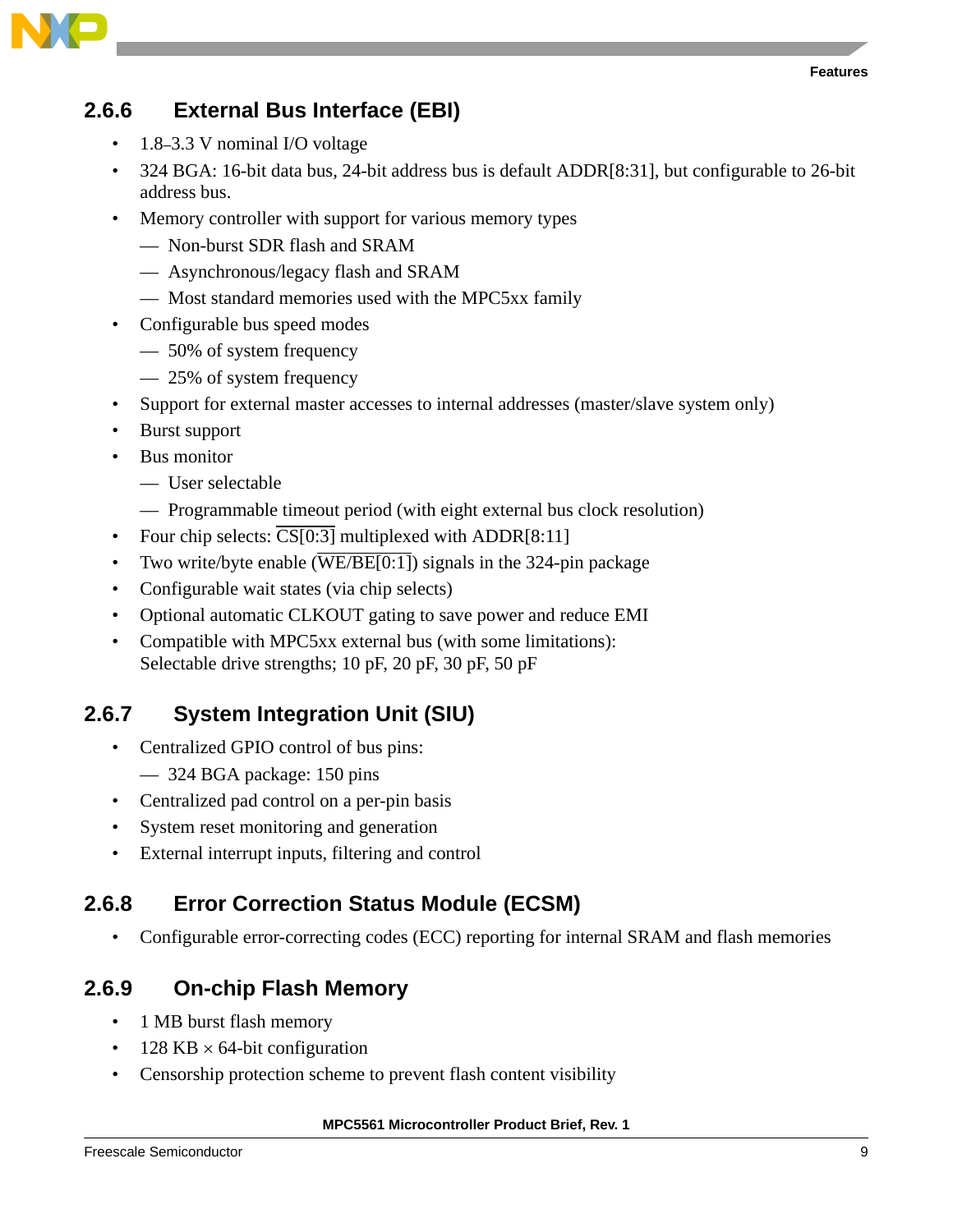### 2.6.6 External Bus Interface (EBI)

- 1.8–3.3 V nominal I/O voltage
- 324 BGA: 16-bit data bus, 24-bit address bus is default ADDR[8:31], but configurable to 26-bit address bus.
- Memory controller with support for various memory types
  - — Non-burst SDR flash and SRAM
  - — Asynchronous/legacy flash and SRAM
  - — Most standard memories used with the MPC5xx family
- Configurable bus speed modes
  - — 50% of system frequency
  - — 25% of system frequency
- Support for external master accesses to internal addresses (master/slave system only)
- Burst support
- Bus monitor
  - — User selectable
  - — Programmable timeout period (with eight external bus clock resolution)
- Four chip selects: $\overline{\text{CS}[0:3]}$ multiplexed with ADDR[8:11]
- Two write/byte enable ($\overline{\text{WE/BE}[0:1]}$) signals in the 324-pin package
- Configurable wait states (via chip selects)
- Optional automatic CLKOUT gating to save power and reduce EMI
- Compatible with MPC5xx external bus (with some limitations):
  Selectable drive strengths; 10 pF, 20 pF, 30 pF, 50 pF

### 2.6.7 System Integration Unit (SIU)

- Centralized GPIO control of bus pins:
  - — 324 BGA package: 150 pins
- Centralized pad control on a per-pin basis
- System reset monitoring and generation
- External interrupt inputs, filtering and control

### 2.6.8 Error Correction Status Module (ECSM)

- Configurable error-correcting codes (ECC) reporting for internal SRAM and flash memories

### 2.6.9 On-chip Flash Memory

- 1 MB burst flash memory
- 128 KB × 64-bit configuration
- Censorship protection scheme to prevent flash content visibility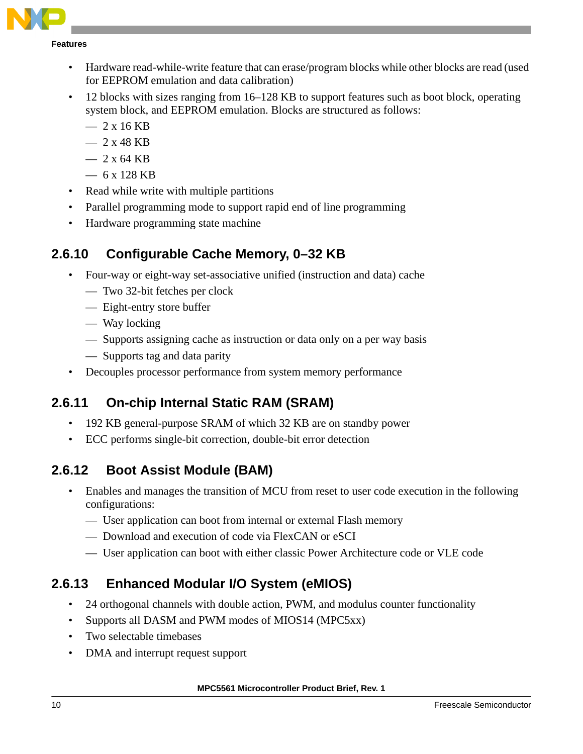- Hardware read-while-write feature that can erase/program blocks while other blocks are read (used for EEPROM emulation and data calibration)
- 12 blocks with sizes ranging from 16–128 KB to support features such as boot block, operating system block, and EEPROM emulation. Blocks are structured as follows:
  - 2 x 16 KB
  - 2 x 48 KB
  - 2 x 64 KB
  - 6 x 128 KB
- Read while write with multiple partitions
- Parallel programming mode to support rapid end of line programming
- Hardware programming state machine

### 2.6.10 Configurable Cache Memory, 0–32 KB

- Four-way or eight-way set-associative unified (instruction and data) cache
  - Two 32-bit fetches per clock
  - Eight-entry store buffer
  - Way locking
  - Supports assigning cache as instruction or data only on a per way basis
  - Supports tag and data parity
- Decouples processor performance from system memory performance

### 2.6.11 On-chip Internal Static RAM (SRAM)

- 192 KB general-purpose SRAM of which 32 KB are on standby power
- ECC performs single-bit correction, double-bit error detection

### 2.6.12 Boot Assist Module (BAM)

- Enables and manages the transition of MCU from reset to user code execution in the following configurations:
  - User application can boot from internal or external Flash memory
  - Download and execution of code via FlexCAN or eSCI
  - User application can boot with either classic Power Architecture code or VLE code

### 2.6.13 Enhanced Modular I/O System (eMIOS)

- 24 orthogonal channels with double action, PWM, and modulus counter functionality
- Supports all DASM and PWM modes of MIOS14 (MPC5xx)
- Two selectable timebases
- DMA and interrupt request support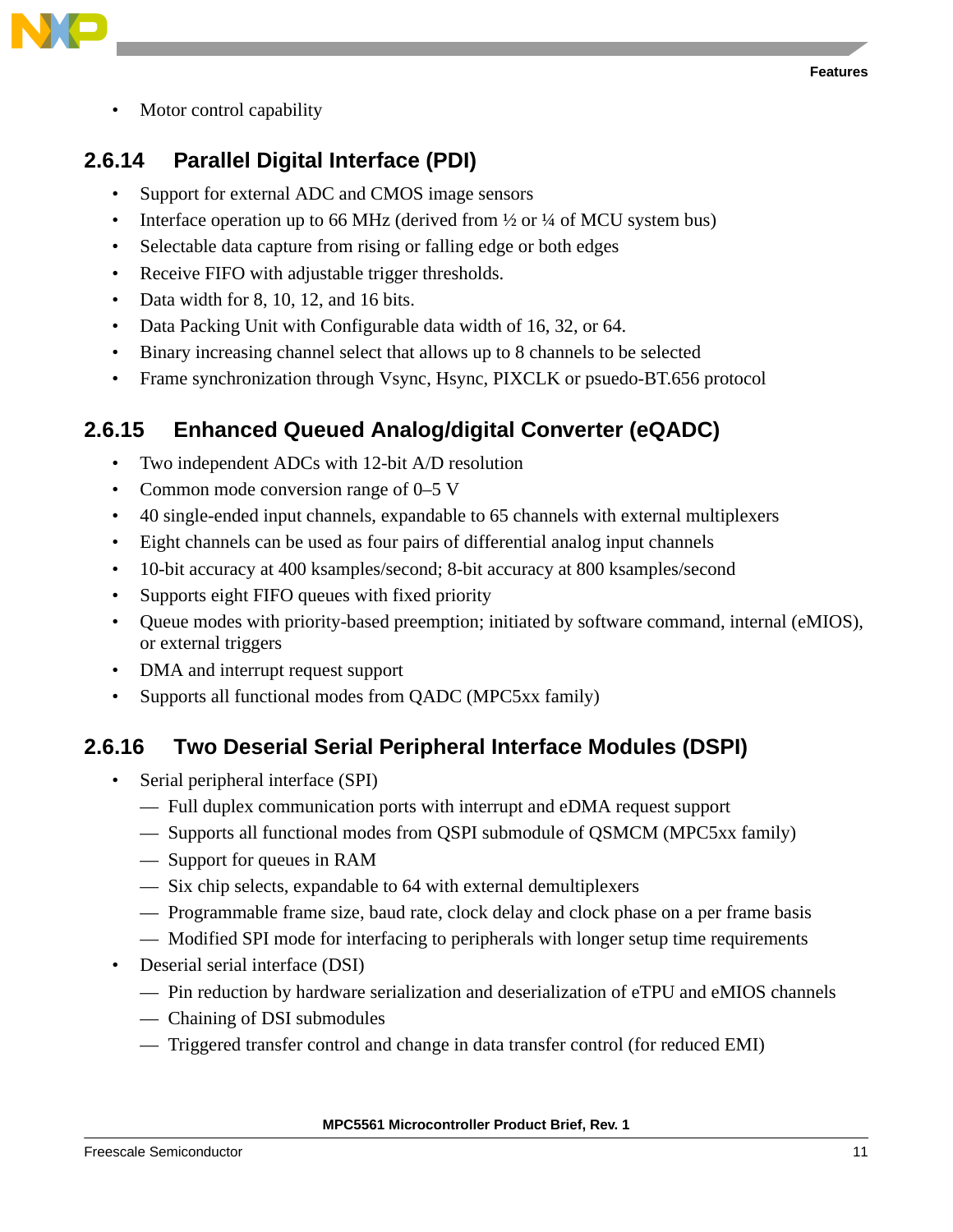- Motor control capability

### 2.6.14 Parallel Digital Interface (PDI)

- Support for external ADC and CMOS image sensors
- Interface operation up to 66 MHz (derived from ½ or ¼ of MCU system bus)
- Selectable data capture from rising or falling edge or both edges
- Receive FIFO with adjustable trigger thresholds.
- Data width for 8, 10, 12, and 16 bits.
- Data Packing Unit with Configurable data width of 16, 32, or 64.
- Binary increasing channel select that allows up to 8 channels to be selected
- Frame synchronization through Vsync, Hsync, PIXCLK or psuedo-BT.656 protocol

### 2.6.15 Enhanced Queued Analog/digital Converter (eQADC)

- Two independent ADCs with 12-bit A/D resolution
- Common mode conversion range of 0–5 V
- 40 single-ended input channels, expandable to 65 channels with external multiplexers
- Eight channels can be used as four pairs of differential analog input channels
- 10-bit accuracy at 400 ksamples/second; 8-bit accuracy at 800 ksamples/second
- Supports eight FIFO queues with fixed priority
- Queue modes with priority-based preemption; initiated by software command, internal (eMIOS), or external triggers
- DMA and interrupt request support
- Supports all functional modes from QADC (MPC5xx family)

### 2.6.16 Two Deserial Serial Peripheral Interface Modules (DSPI)

- Serial peripheral interface (SPI)
  - Full duplex communication ports with interrupt and eDMA request support
  - Supports all functional modes from QSPI submodule of QSMCM (MPC5xx family)
  - Support for queues in RAM
  - Six chip selects, expandable to 64 with external demultiplexers
  - Programmable frame size, baud rate, clock delay and clock phase on a per frame basis
  - Modified SPI mode for interfacing to peripherals with longer setup time requirements
- Deserial serial interface (DSI)
  - Pin reduction by hardware serialization and deserialization of eTPU and eMIOS channels
  - Chaining of DSI submodules
  - Triggered transfer control and change in data transfer control (for reduced EMI)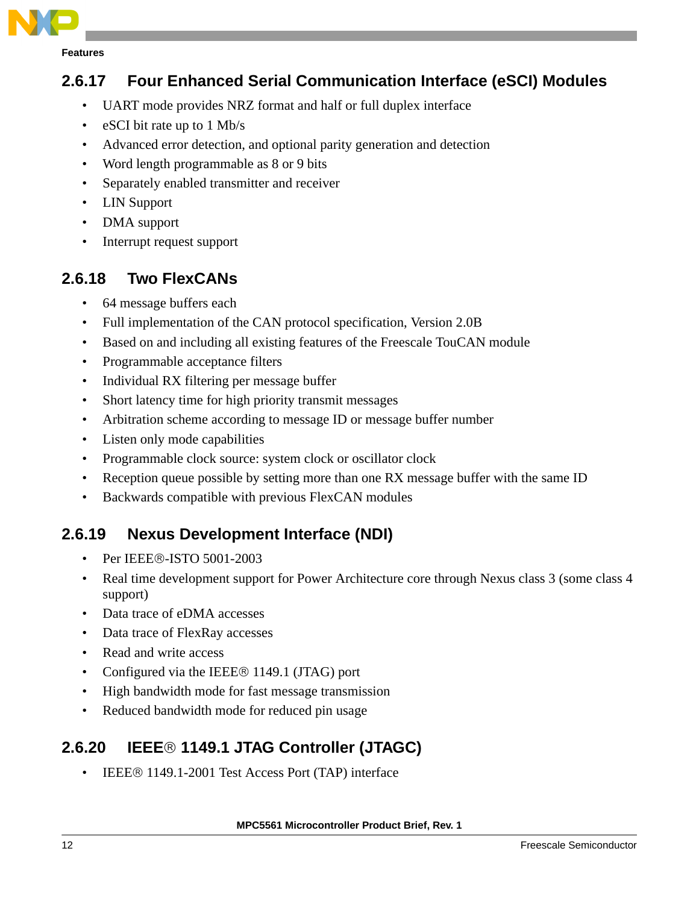### 2.6.17 Four Enhanced Serial Communication Interface (eSCI) Modules

- UART mode provides NRZ format and half or full duplex interface
- eSCI bit rate up to 1 Mb/s
- Advanced error detection, and optional parity generation and detection
- Word length programmable as 8 or 9 bits
- Separately enabled transmitter and receiver
- LIN Support
- DMA support
- Interrupt request support

### 2.6.18 Two FlexCANs

- 64 message buffers each
- Full implementation of the CAN protocol specification, Version 2.0B
- Based on and including all existing features of the Freescale TouCAN module
- Programmable acceptance filters
- Individual RX filtering per message buffer
- Short latency time for high priority transmit messages
- Arbitration scheme according to message ID or message buffer number
- Listen only mode capabilities
- Programmable clock source: system clock or oscillator clock
- Reception queue possible by setting more than one RX message buffer with the same ID
- Backwards compatible with previous FlexCAN modules

### 2.6.19 Nexus Development Interface (NDI)

- Per IEEE®-ISTO 5001-2003
- Real time development support for Power Architecture core through Nexus class 3 (some class 4 support)
- Data trace of eDMA accesses
- Data trace of FlexRay accesses
- Read and write access
- Configured via the IEEE® 1149.1 (JTAG) port
- High bandwidth mode for fast message transmission
- Reduced bandwidth mode for reduced pin usage

### 2.6.20 IEEE® 1149.1 JTAG Controller (JTAGC)

- IEEE® 1149.1-2001 Test Access Port (TAP) interface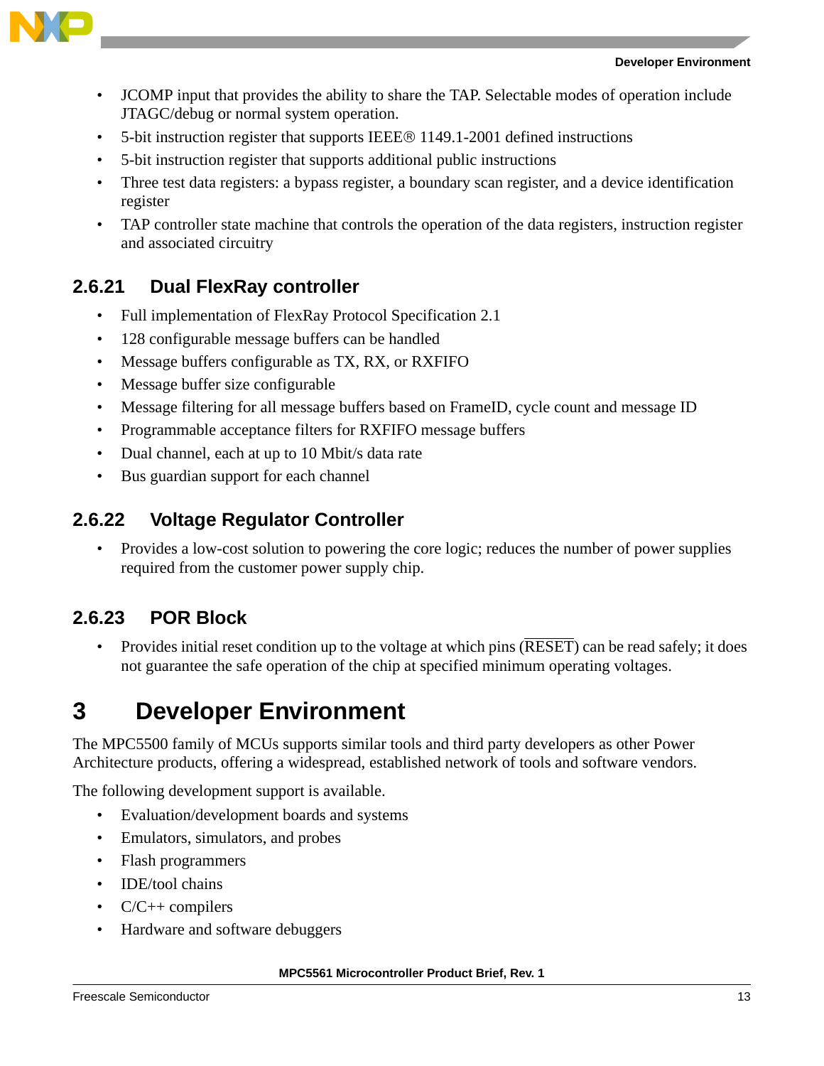- JCOMP input that provides the ability to share the TAP. Selectable modes of operation include JTAGC/debug or normal system operation.
- 5-bit instruction register that supports IEEE® 1149.1-2001 defined instructions
- 5-bit instruction register that supports additional public instructions
- Three test data registers: a bypass register, a boundary scan register, and a device identification register
- TAP controller state machine that controls the operation of the data registers, instruction register and associated circuitry

### 2.6.21 Dual FlexRay controller

- Full implementation of FlexRay Protocol Specification 2.1
- 128 configurable message buffers can be handled
- Message buffers configurable as TX, RX, or RXFIFO
- Message buffer size configurable
- Message filtering for all message buffers based on FrameID, cycle count and message ID
- Programmable acceptance filters for RXFIFO message buffers
- Dual channel, each at up to 10 Mbit/s data rate
- Bus guardian support for each channel

### 2.6.22 Voltage Regulator Controller

- Provides a low-cost solution to powering the core logic; reduces the number of power supplies required from the customer power supply chip.

### 2.6.23 POR Block

- Provides initial reset condition up to the voltage at which pins ($\overline{\text{RESET}}$) can be read safely; it does not guarantee the safe operation of the chip at specified minimum operating voltages.

# 3 Developer Environment

The MPC5500 family of MCUs supports similar tools and third party developers as other Power Architecture products, offering a widespread, established network of tools and software vendors.

The following development support is available.

- Evaluation/development boards and systems
- Emulators, simulators, and probes
- Flash programmers
- IDE/tool chains
- C/C++ compilers
- Hardware and software debuggers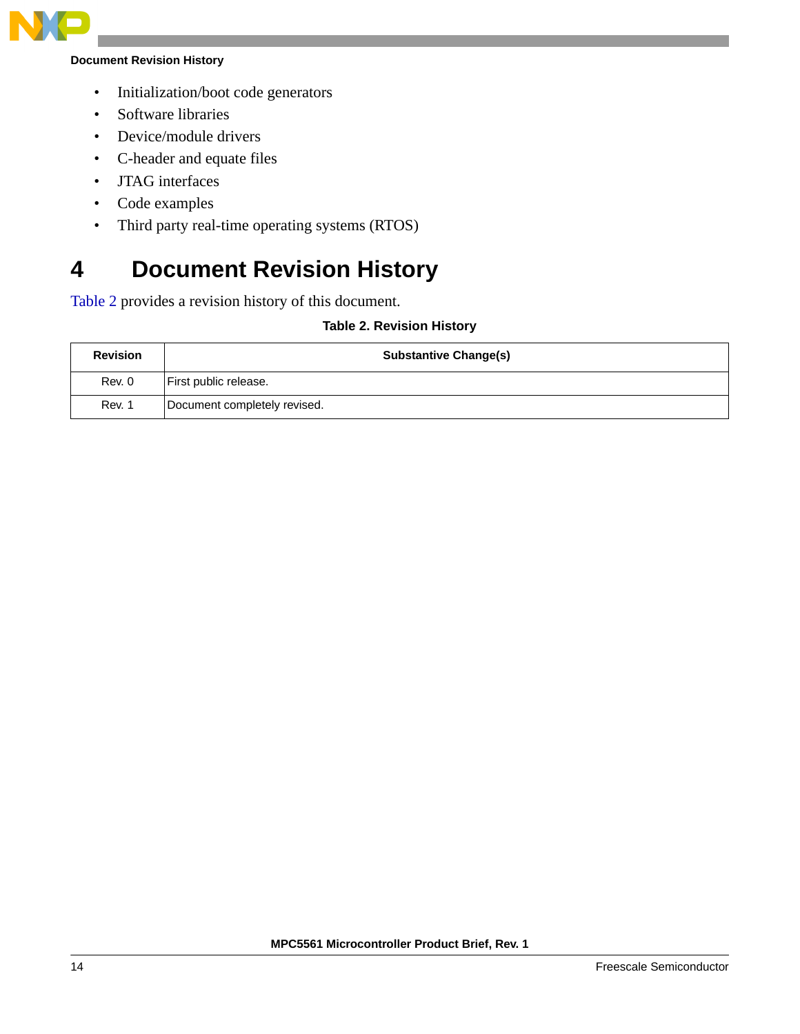- Initialization/boot code generators
- Software libraries
- Device/module drivers
- C-header and equate files
- JTAG interfaces
- Code examples
- Third party real-time operating systems (RTOS)

# 4 Document Revision History

Table 2 provides a revision history of this document.

**Table 2. Revision History**

| Revision | Substantive Change(s) |
| --- | --- |
| Rev. 0 | First public release. |
| Rev. 1 | Document completely revised. |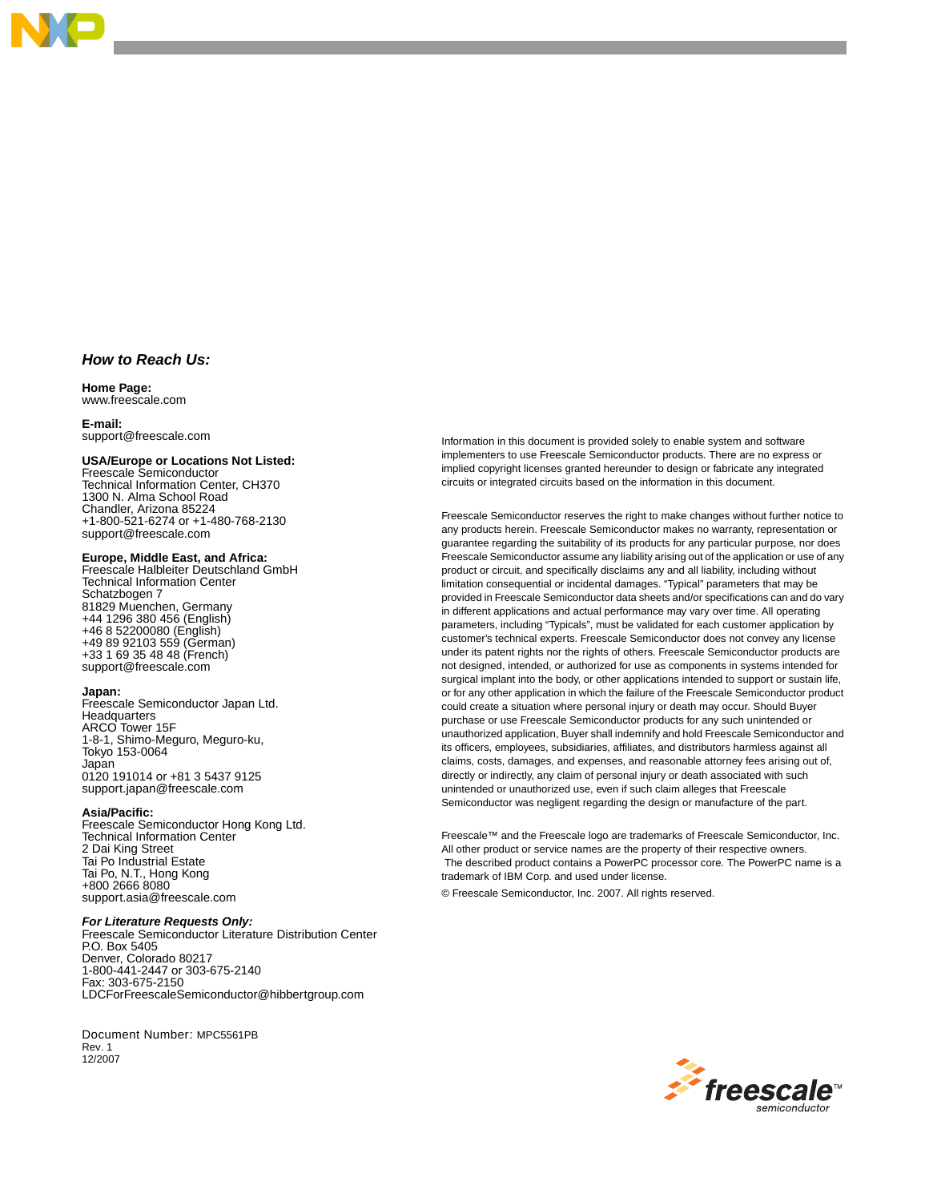### *How to Reach Us:*

**Home Page:**
www.freescale.com

**E-mail:**
support@freescale.com

**USA/Europe or Locations Not Listed:**
Freescale Semiconductor
Technical Information Center, CH370
1300 N. Alma School Road
Chandler, Arizona 85224
+1-800-521-6274 or +1-480-768-2130
support@freescale.com

**Europe, Middle East, and Africa:**
Freescale Halbleiter Deutschland GmbH
Technical Information Center
Schatzbogen 7
81829 Muenchen, Germany
+44 1296 380 456 (English)
+46 8 52200080 (English)
+49 89 92103 559 (German)
+33 1 69 35 48 48 (French)
support@freescale.com

**Japan:**
Freescale Semiconductor Japan Ltd.
Headquarters
ARCO Tower 15F
1-8-1, Shimo-Meguro, Meguro-ku,
Tokyo 153-0064
Japan
0120 191014 or +81 3 5437 9125
support.japan@freescale.com

**Asia/Pacific:**
Freescale Semiconductor Hong Kong Ltd.
Technical Information Center
2 Dai King Street
Tai Po Industrial Estate
Tai Po, N.T., Hong Kong
+800 2666 8080
support.asia@freescale.com

***For Literature Requests Only:***
Freescale Semiconductor Literature Distribution Center
P.O. Box 5405
Denver, Colorado 80217
1-800-441-2447 or 303-675-2140
Fax: 303-675-2150
LDCForFreescaleSemiconductor@hibbertgroup.com

Information in this document is provided solely to enable system and software implementers to use Freescale Semiconductor products. There are no express or implied copyright licenses granted hereunder to design or fabricate any integrated circuits or integrated circuits based on the information in this document.

Freescale Semiconductor reserves the right to make changes without further notice to any products herein. Freescale Semiconductor makes no warranty, representation or guarantee regarding the suitability of its products for any particular purpose, nor does Freescale Semiconductor assume any liability arising out of the application or use of any product or circuit, and specifically disclaims any and all liability, including without limitation consequential or incidental damages. “Typical” parameters that may be provided in Freescale Semiconductor data sheets and/or specifications can and do vary in different applications and actual performance may vary over time. All operating parameters, including “Typicals”, must be validated for each customer application by customer’s technical experts. Freescale Semiconductor does not convey any license under its patent rights nor the rights of others. Freescale Semiconductor products are not designed, intended, or authorized for use as components in systems intended for surgical implant into the body, or other applications intended to support or sustain life, or for any other application in which the failure of the Freescale Semiconductor product could create a situation where personal injury or death may occur. Should Buyer purchase or use Freescale Semiconductor products for any such unintended or unauthorized application, Buyer shall indemnify and hold Freescale Semiconductor and its officers, employees, subsidiaries, affiliates, and distributors harmless against all claims, costs, damages, and expenses, and reasonable attorney fees arising out of, directly or indirectly, any claim of personal injury or death associated with such unintended or unauthorized use, even if such claim alleges that Freescale Semiconductor was negligent regarding the design or manufacture of the part.

Freescale™ and the Freescale logo are trademarks of Freescale Semiconductor, Inc. All other product or service names are the property of their respective owners. The described product contains a PowerPC processor core. The PowerPC name is a trademark of IBM Corp. and used under license.

© Freescale Semiconductor, Inc. 2007. All rights reserved.

Document Number: MPC5561PB
Rev. 1
12/2007